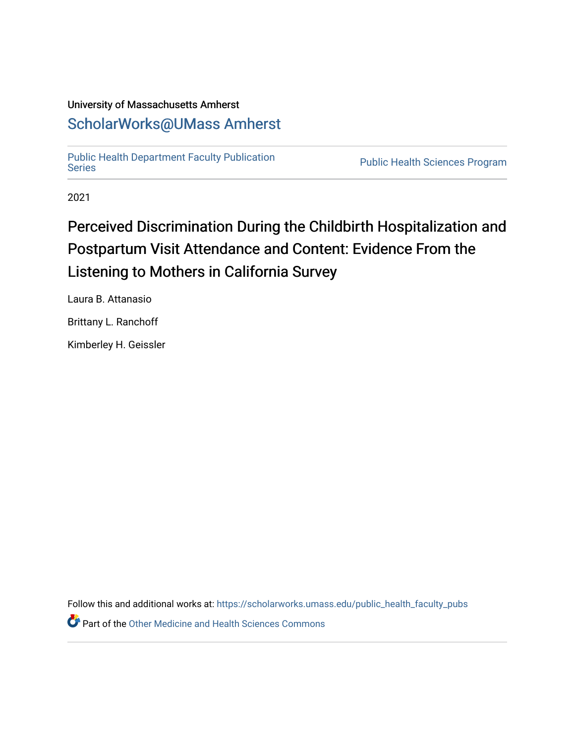University of Massachusetts Amherst

ScholarWorks@UMass Amherst

Public Health Department Faculty Publication Series

Public Health Sciences Program

2021

# Perceived Discrimination During the Childbirth Hospitalization and Postpartum Visit Attendance and Content: Evidence From the Listening to Mothers in California Survey

Laura B. Attanasio

Brittany L. Ranchoff

Kimberley H. Geissler

Follow this and additional works at: https://scholarworks.umass.edu/public_health_faculty_pubs

Part of the Other Medicine and Health Sciences Commons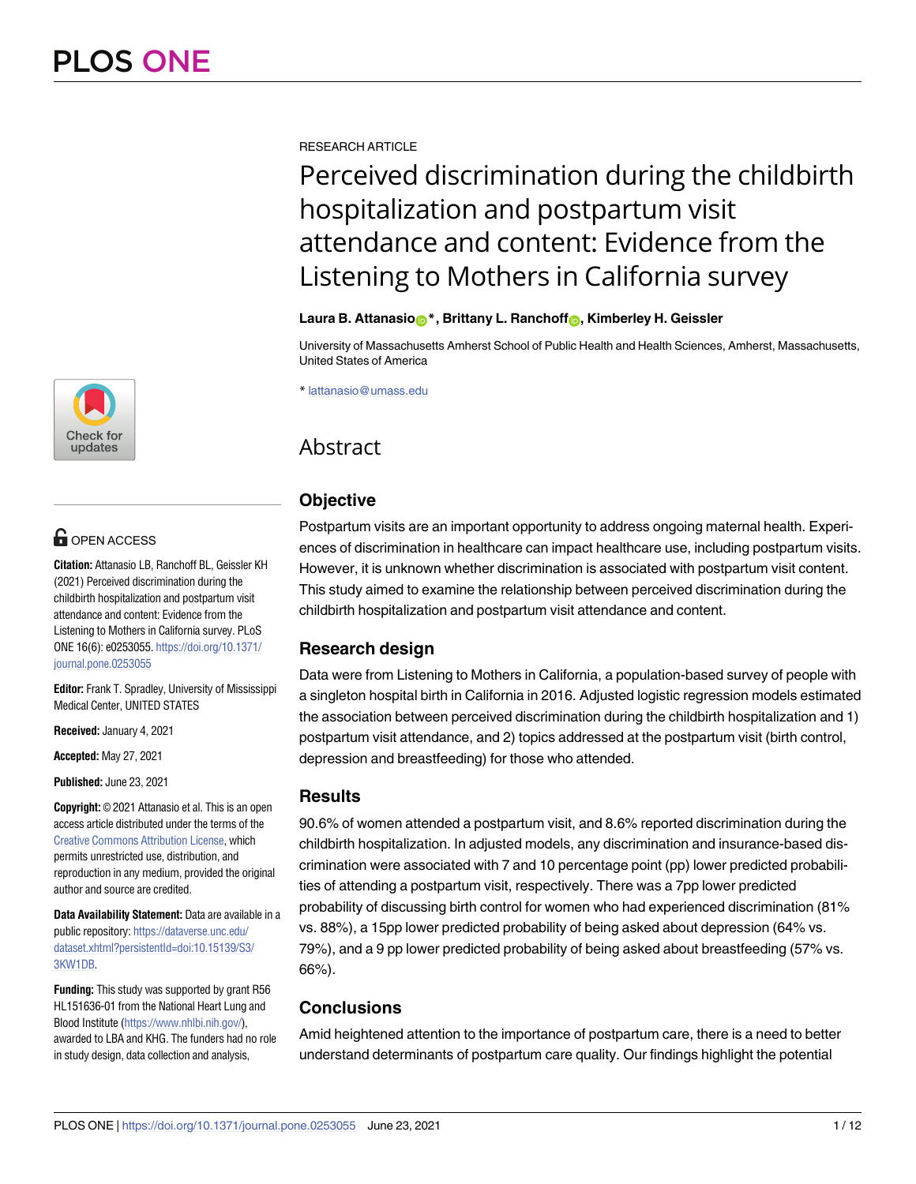RESEARCH ARTICLE

# Perceived discrimination during the childbirth hospitalization and postpartum visit attendance and content: Evidence from the Listening to Mothers in California survey

**Laura B. Attanasio*, Brittany L. Ranchoff, Kimberley H. Geissler**

University of Massachusetts Amherst School of Public Health and Health Sciences, Amherst, Massachusetts, United States of America

* lattanasio@umass.edu

OPEN ACCESS

**Citation:** Attanasio LB, Ranchoff BL, Geissler KH (2021) Perceived discrimination during the childbirth hospitalization and postpartum visit attendance and content: Evidence from the Listening to Mothers in California survey. PLoS ONE 16(6): e0253055. https://doi.org/10.1371/journal.pone.0253055

**Editor:** Frank T. Spradley, University of Mississippi Medical Center, UNITED STATES

**Received:** January 4, 2021

**Accepted:** May 27, 2021

**Published:** June 23, 2021

**Copyright:** © 2021 Attanasio et al. This is an open access article distributed under the terms of the Creative Commons Attribution License, which permits unrestricted use, distribution, and reproduction in any medium, provided the original author and source are credited.

**Data Availability Statement:** Data are available in a public repository: https://dataverse.unc.edu/dataset.xhtml?persistentId=doi:10.15139/S3/3KW1DB.

**Funding:** This study was supported by grant R56 HL151636-01 from the National Heart Lung and Blood Institute (https://www.nhlbi.nih.gov/), awarded to LBA and KHG. The funders had no role in study design, data collection and analysis,

## Abstract

### Objective

Postpartum visits are an important opportunity to address ongoing maternal health. Experiences of discrimination in healthcare can impact healthcare use, including postpartum visits. However, it is unknown whether discrimination is associated with postpartum visit content. This study aimed to examine the relationship between perceived discrimination during the childbirth hospitalization and postpartum visit attendance and content.

### Research design

Data were from Listening to Mothers in California, a population-based survey of people with a singleton hospital birth in California in 2016. Adjusted logistic regression models estimated the association between perceived discrimination during the childbirth hospitalization and 1) postpartum visit attendance, and 2) topics addressed at the postpartum visit (birth control, depression and breastfeeding) for those who attended.

### Results

90.6% of women attended a postpartum visit, and 8.6% reported discrimination during the childbirth hospitalization. In adjusted models, any discrimination and insurance-based discrimination were associated with 7 and 10 percentage point (pp) lower predicted probabilities of attending a postpartum visit, respectively. There was a 7pp lower predicted probability of discussing birth control for women who had experienced discrimination (81% vs. 88%), a 15pp lower predicted probability of being asked about depression (64% vs. 79%), and a 9 pp lower predicted probability of being asked about breastfeeding (57% vs. 66%).

### Conclusions

Amid heightened attention to the importance of postpartum care, there is a need to better understand determinants of postpartum care quality. Our findings highlight the potential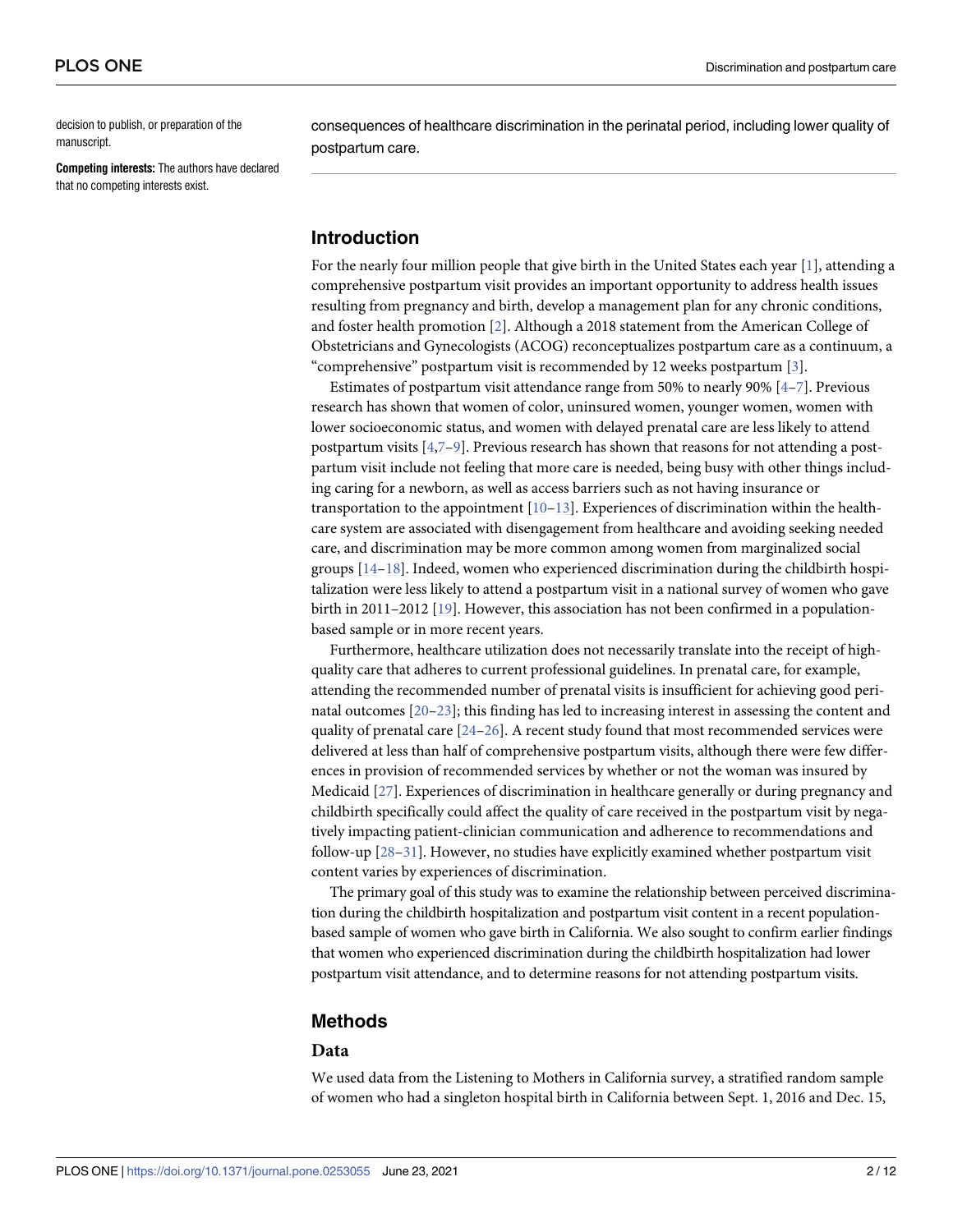decision to publish, or preparation of the manuscript.

**Competing interests:** The authors have declared that no competing interests exist.

consequences of healthcare discrimination in the perinatal period, including lower quality of postpartum care.

## Introduction

For the nearly four million people that give birth in the United States each year [1], attending a comprehensive postpartum visit provides an important opportunity to address health issues resulting from pregnancy and birth, develop a management plan for any chronic conditions, and foster health promotion [2]. Although a 2018 statement from the American College of Obstetricians and Gynecologists (ACOG) reconceptualizes postpartum care as a continuum, a "comprehensive" postpartum visit is recommended by 12 weeks postpartum [3].

Estimates of postpartum visit attendance range from 50% to nearly 90% [4–7]. Previous research has shown that women of color, uninsured women, younger women, women with lower socioeconomic status, and women with delayed prenatal care are less likely to attend postpartum visits [4,7–9]. Previous research has shown that reasons for not attending a postpartum visit include not feeling that more care is needed, being busy with other things including caring for a newborn, as well as access barriers such as not having insurance or transportation to the appointment [10–13]. Experiences of discrimination within the healthcare system are associated with disengagement from healthcare and avoiding seeking needed care, and discrimination may be more common among women from marginalized social groups [14–18]. Indeed, women who experienced discrimination during the childbirth hospitalization were less likely to attend a postpartum visit in a national survey of women who gave birth in 2011–2012 [19]. However, this association has not been confirmed in a population-based sample or in more recent years.

Furthermore, healthcare utilization does not necessarily translate into the receipt of high-quality care that adheres to current professional guidelines. In prenatal care, for example, attending the recommended number of prenatal visits is insufficient for achieving good perinatal outcomes [20–23]; this finding has led to increasing interest in assessing the content and quality of prenatal care [24–26]. A recent study found that most recommended services were delivered at less than half of comprehensive postpartum visits, although there were few differences in provision of recommended services by whether or not the woman was insured by Medicaid [27]. Experiences of discrimination in healthcare generally or during pregnancy and childbirth specifically could affect the quality of care received in the postpartum visit by negatively impacting patient-clinician communication and adherence to recommendations and follow-up [28–31]. However, no studies have explicitly examined whether postpartum visit content varies by experiences of discrimination.

The primary goal of this study was to examine the relationship between perceived discrimination during the childbirth hospitalization and postpartum visit content in a recent population-based sample of women who gave birth in California. We also sought to confirm earlier findings that women who experienced discrimination during the childbirth hospitalization had lower postpartum visit attendance, and to determine reasons for not attending postpartum visits.

## Methods

### Data

We used data from the Listening to Mothers in California survey, a stratified random sample of women who had a singleton hospital birth in California between Sept. 1, 2016 and Dec. 15,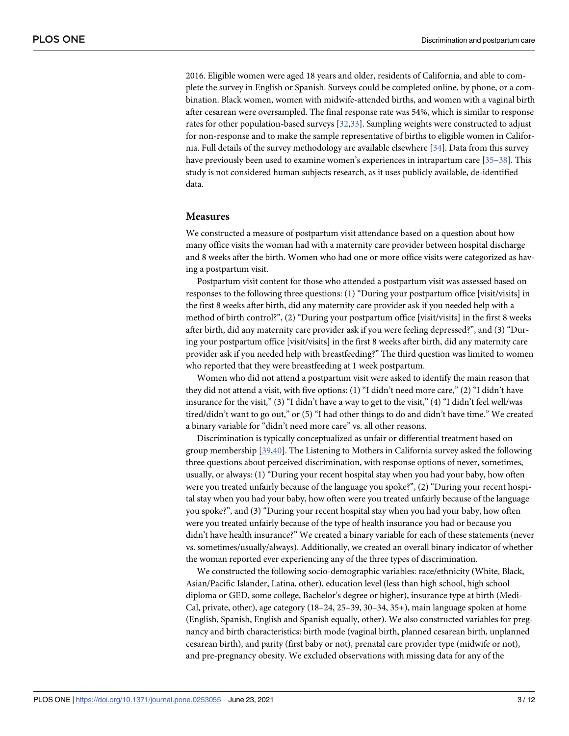2016. Eligible women were aged 18 years and older, residents of California, and able to complete the survey in English or Spanish. Surveys could be completed online, by phone, or a combination. Black women, women with midwife-attended births, and women with a vaginal birth after cesarean were oversampled. The final response rate was 54%, which is similar to response rates for other population-based surveys [32,33]. Sampling weights were constructed to adjust for non-response and to make the sample representative of births to eligible women in California. Full details of the survey methodology are available elsewhere [34]. Data from this survey have previously been used to examine women's experiences in intrapartum care [35–38]. This study is not considered human subjects research, as it uses publicly available, de-identified data.

## Measures

We constructed a measure of postpartum visit attendance based on a question about how many office visits the woman had with a maternity care provider between hospital discharge and 8 weeks after the birth. Women who had one or more office visits were categorized as having a postpartum visit.

Postpartum visit content for those who attended a postpartum visit was assessed based on responses to the following three questions: (1) "During your postpartum office [visit/visits] in the first 8 weeks after birth, did any maternity care provider ask if you needed help with a method of birth control?", (2) "During your postpartum office [visit/visits] in the first 8 weeks after birth, did any maternity care provider ask if you were feeling depressed?", and (3) "During your postpartum office [visit/visits] in the first 8 weeks after birth, did any maternity care provider ask if you needed help with breastfeeding?" The third question was limited to women who reported that they were breastfeeding at 1 week postpartum.

Women who did not attend a postpartum visit were asked to identify the main reason that they did not attend a visit, with five options: (1) "I didn't need more care," (2) "I didn't have insurance for the visit," (3) "I didn't have a way to get to the visit," (4) "I didn't feel well/was tired/didn't want to go out," or (5) "I had other things to do and didn't have time." We created a binary variable for "didn't need more care" vs. all other reasons.

Discrimination is typically conceptualized as unfair or differential treatment based on group membership [39,40]. The Listening to Mothers in California survey asked the following three questions about perceived discrimination, with response options of never, sometimes, usually, or always: (1) "During your recent hospital stay when you had your baby, how often were you treated unfairly because of the language you spoke?", (2) "During your recent hospital stay when you had your baby, how often were you treated unfairly because of the language you spoke?", and (3) "During your recent hospital stay when you had your baby, how often were you treated unfairly because of the type of health insurance you had or because you didn't have health insurance?" We created a binary variable for each of these statements (never vs. sometimes/usually/always). Additionally, we created an overall binary indicator of whether the woman reported ever experiencing any of the three types of discrimination.

We constructed the following socio-demographic variables: race/ethnicity (White, Black, Asian/Pacific Islander, Latina, other), education level (less than high school, high school diploma or GED, some college, Bachelor's degree or higher), insurance type at birth (Medi-Cal, private, other), age category (18–24, 25–39, 30–34, 35+), main language spoken at home (English, Spanish, English and Spanish equally, other). We also constructed variables for pregnancy and birth characteristics: birth mode (vaginal birth, planned cesarean birth, unplanned cesarean birth), and parity (first baby or not), prenatal care provider type (midwife or not), and pre-pregnancy obesity. We excluded observations with missing data for any of the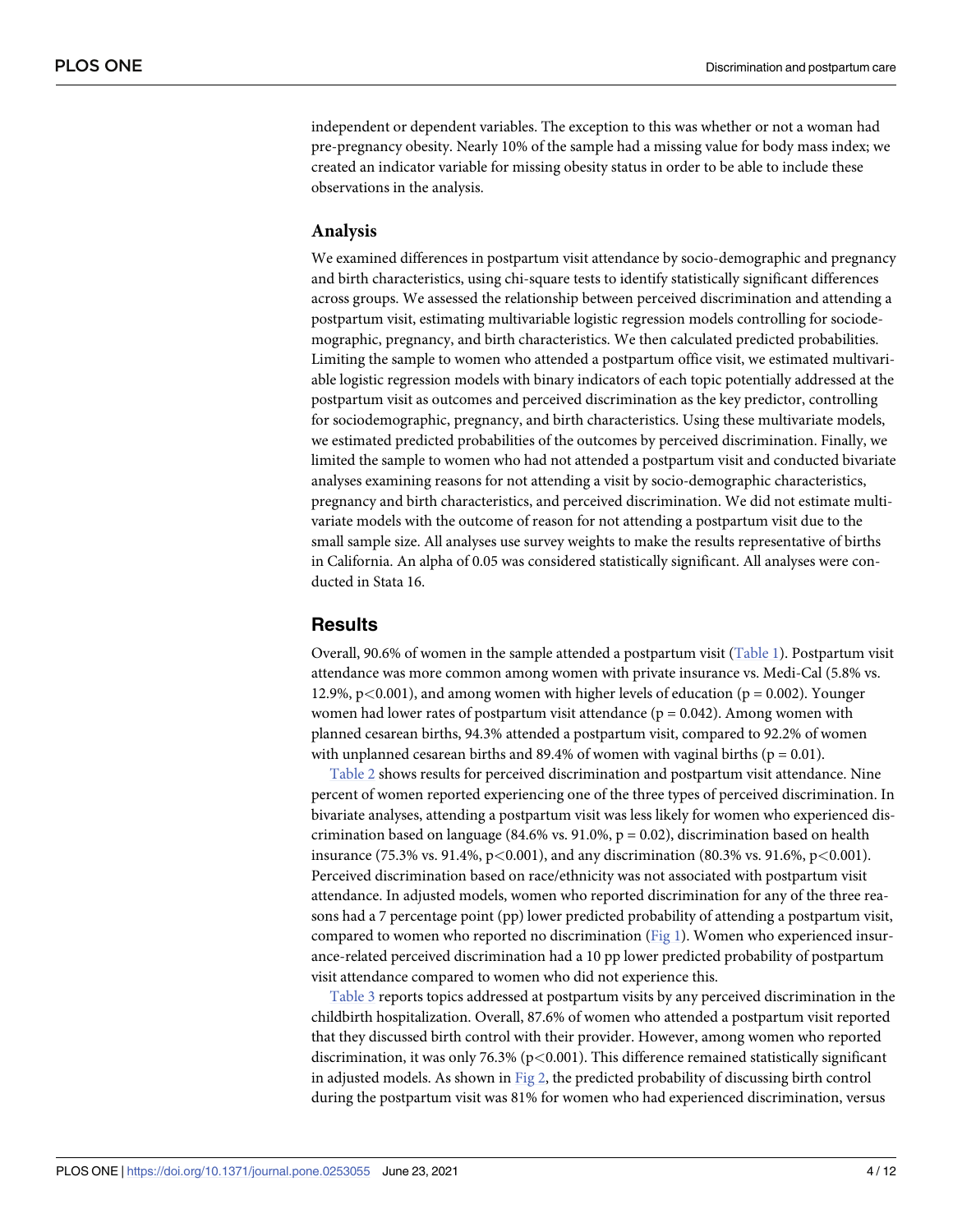independent or dependent variables. The exception to this was whether or not a woman had pre-pregnancy obesity. Nearly 10% of the sample had a missing value for body mass index; we created an indicator variable for missing obesity status in order to be able to include these observations in the analysis.

### Analysis

We examined differences in postpartum visit attendance by socio-demographic and pregnancy and birth characteristics, using chi-square tests to identify statistically significant differences across groups. We assessed the relationship between perceived discrimination and attending a postpartum visit, estimating multivariable logistic regression models controlling for sociodemographic, pregnancy, and birth characteristics. We then calculated predicted probabilities. Limiting the sample to women who attended a postpartum office visit, we estimated multivariable logistic regression models with binary indicators of each topic potentially addressed at the postpartum visit as outcomes and perceived discrimination as the key predictor, controlling for sociodemographic, pregnancy, and birth characteristics. Using these multivariate models, we estimated predicted probabilities of the outcomes by perceived discrimination. Finally, we limited the sample to women who had not attended a postpartum visit and conducted bivariate analyses examining reasons for not attending a visit by socio-demographic characteristics, pregnancy and birth characteristics, and perceived discrimination. We did not estimate multivariate models with the outcome of reason for not attending a postpartum visit due to the small sample size. All analyses use survey weights to make the results representative of births in California. An alpha of 0.05 was considered statistically significant. All analyses were conducted in Stata 16.

## Results

Overall, 90.6% of women in the sample attended a postpartum visit (Table 1). Postpartum visit attendance was more common among women with private insurance vs. Medi-Cal (5.8% vs. 12.9%, $p<0.001$), and among women with higher levels of education ($p = 0.002$). Younger women had lower rates of postpartum visit attendance ($p = 0.042$). Among women with planned cesarean births, 94.3% attended a postpartum visit, compared to 92.2% of women with unplanned cesarean births and 89.4% of women with vaginal births ($p = 0.01$).

Table 2 shows results for perceived discrimination and postpartum visit attendance. Nine percent of women reported experiencing one of the three types of perceived discrimination. In bivariate analyses, attending a postpartum visit was less likely for women who experienced discrimination based on language (84.6% vs. 91.0%, $p = 0.02$), discrimination based on health insurance (75.3% vs. 91.4%, $p<0.001$), and any discrimination (80.3% vs. 91.6%, $p<0.001$). Perceived discrimination based on race/ethnicity was not associated with postpartum visit attendance. In adjusted models, women who reported discrimination for any of the three reasons had a 7 percentage point (pp) lower predicted probability of attending a postpartum visit, compared to women who reported no discrimination (Fig 1). Women who experienced insurance-related perceived discrimination had a 10 pp lower predicted probability of postpartum visit attendance compared to women who did not experience this.

Table 3 reports topics addressed at postpartum visits by any perceived discrimination in the childbirth hospitalization. Overall, 87.6% of women who attended a postpartum visit reported that they discussed birth control with their provider. However, among women who reported discrimination, it was only 76.3% ($p<0.001$). This difference remained statistically significant in adjusted models. As shown in Fig 2, the predicted probability of discussing birth control during the postpartum visit was 81% for women who had experienced discrimination, versus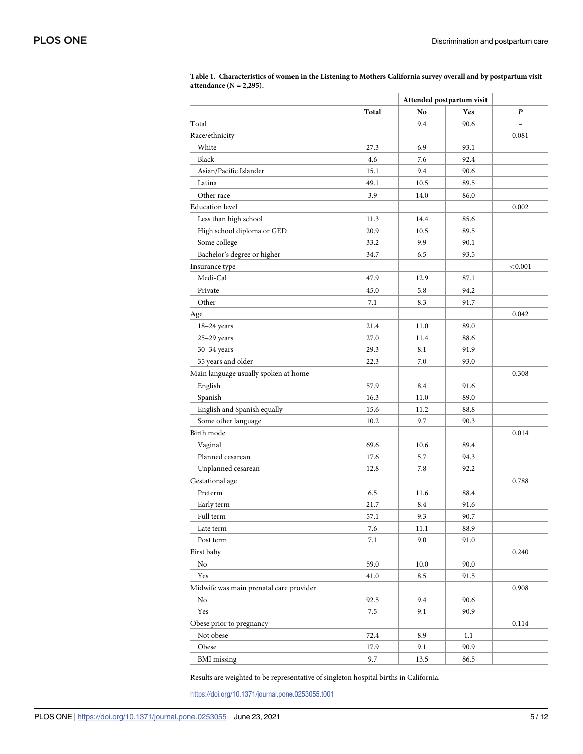**Table 1. Characteristics of women in the Listening to Mothers California survey overall and by postpartum visit attendance (N = 2,295).**

| | | Attended postpartum visit | | |
|---|---|---|---|---|
| | **Total** | **No** | **Yes** | ***P*** |
| Total | | 9.4 | 90.6 | – |
| Race/ethnicity | | | | 0.081 |
| White | 27.3 | 6.9 | 93.1 | |
| Black | 4.6 | 7.6 | 92.4 | |
| Asian/Pacific Islander | 15.1 | 9.4 | 90.6 | |
| Latina | 49.1 | 10.5 | 89.5 | |
| Other race | 3.9 | 14.0 | 86.0 | |
| Education level | | | | 0.002 |
| Less than high school | 11.3 | 14.4 | 85.6 | |
| High school diploma or GED | 20.9 | 10.5 | 89.5 | |
| Some college | 33.2 | 9.9 | 90.1 | |
| Bachelor's degree or higher | 34.7 | 6.5 | 93.5 | |
| Insurance type | | | | <0.001 |
| Medi-Cal | 47.9 | 12.9 | 87.1 | |
| Private | 45.0 | 5.8 | 94.2 | |
| Other | 7.1 | 8.3 | 91.7 | |
| Age | | | | 0.042 |
| 18–24 years | 21.4 | 11.0 | 89.0 | |
| 25–29 years | 27.0 | 11.4 | 88.6 | |
| 30–34 years | 29.3 | 8.1 | 91.9 | |
| 35 years and older | 22.3 | 7.0 | 93.0 | |
| Main language usually spoken at home | | | | 0.308 |
| English | 57.9 | 8.4 | 91.6 | |
| Spanish | 16.3 | 11.0 | 89.0 | |
| English and Spanish equally | 15.6 | 11.2 | 88.8 | |
| Some other language | 10.2 | 9.7 | 90.3 | |
| Birth mode | | | | 0.014 |
| Vaginal | 69.6 | 10.6 | 89.4 | |
| Planned cesarean | 17.6 | 5.7 | 94.3 | |
| Unplanned cesarean | 12.8 | 7.8 | 92.2 | |
| Gestational age | | | | 0.788 |
| Preterm | 6.5 | 11.6 | 88.4 | |
| Early term | 21.7 | 8.4 | 91.6 | |
| Full term | 57.1 | 9.3 | 90.7 | |
| Late term | 7.6 | 11.1 | 88.9 | |
| Post term | 7.1 | 9.0 | 91.0 | |
| First baby | | | | 0.240 |
| No | 59.0 | 10.0 | 90.0 | |
| Yes | 41.0 | 8.5 | 91.5 | |
| Midwife was main prenatal care provider | | | | 0.908 |
| No | 92.5 | 9.4 | 90.6 | |
| Yes | 7.5 | 9.1 | 90.9 | |
| Obese prior to pregnancy | | | | 0.114 |
| Not obese | 72.4 | 8.9 | 1.1 | |
| Obese | 17.9 | 9.1 | 90.9 | |
| BMI missing | 9.7 | 13.5 | 86.5 | |

Results are weighted to be representative of singleton hospital births in California.

https://doi.org/10.1371/journal.pone.0253055.t001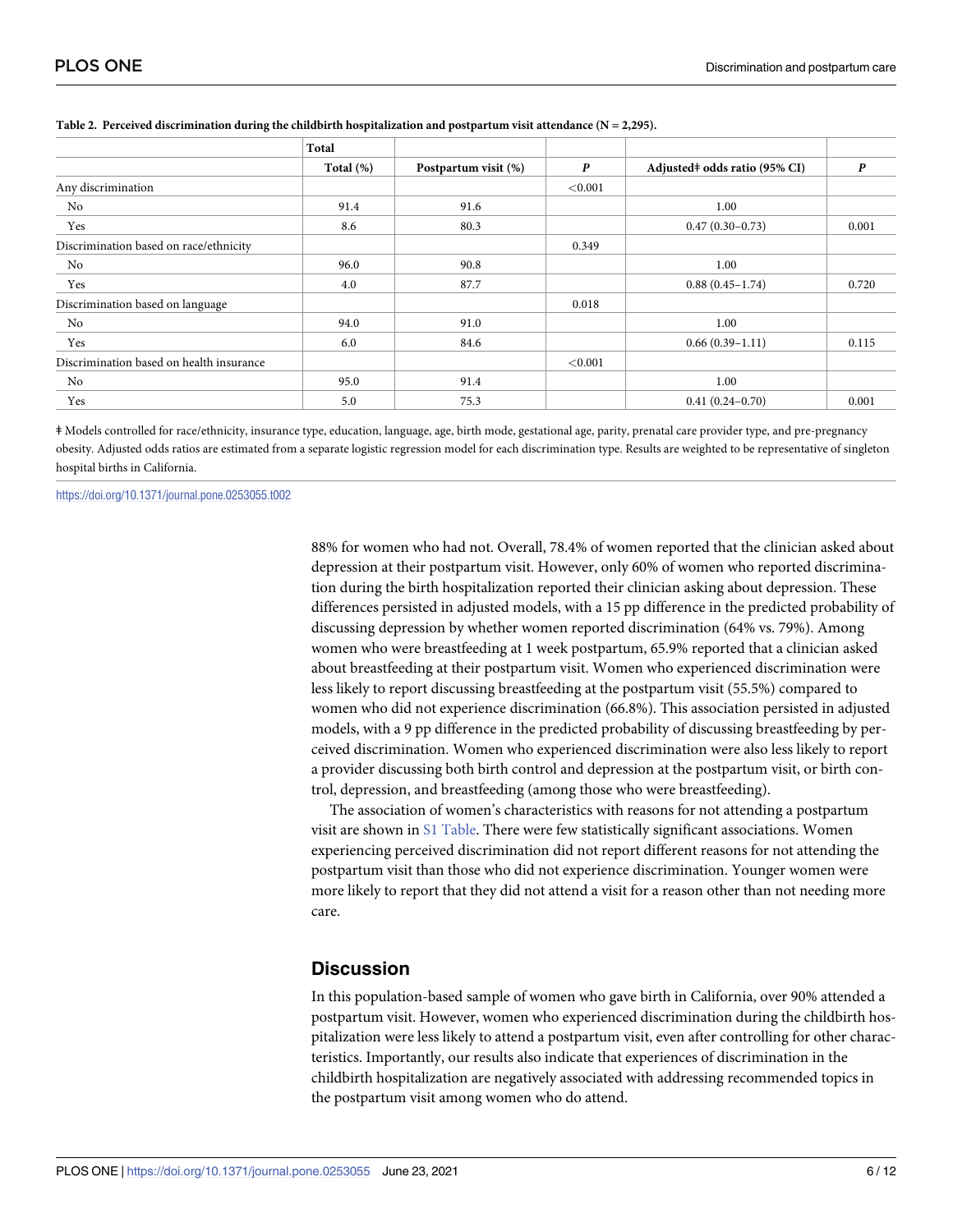**Table 2. Perceived discrimination during the childbirth hospitalization and postpartum visit attendance (N = 2,295).**

| | Total | | | | |
|---|---|---|---|---|---|
| | Total (%) | Postpartum visit (%) | *P* | Adjusted‡ odds ratio (95% CI) | *P* |
| Any discrimination | | | <0.001 | | |
| No | 91.4 | 91.6 | | 1.00 | |
| Yes | 8.6 | 80.3 | | 0.47 (0.30–0.73) | 0.001 |
| Discrimination based on race/ethnicity | | | 0.349 | | |
| No | 96.0 | 90.8 | | 1.00 | |
| Yes | 4.0 | 87.7 | | 0.88 (0.45–1.74) | 0.720 |
| Discrimination based on language | | | 0.018 | | |
| No | 94.0 | 91.0 | | 1.00 | |
| Yes | 6.0 | 84.6 | | 0.66 (0.39–1.11) | 0.115 |
| Discrimination based on health insurance | | | <0.001 | | |
| No | 95.0 | 91.4 | | 1.00 | |
| Yes | 5.0 | 75.3 | | 0.41 (0.24–0.70) | 0.001 |

‡ Models controlled for race/ethnicity, insurance type, education, language, age, birth mode, gestational age, parity, prenatal care provider type, and pre-pregnancy obesity. Adjusted odds ratios are estimated from a separate logistic regression model for each discrimination type. Results are weighted to be representative of singleton hospital births in California.

https://doi.org/10.1371/journal.pone.0253055.t002

88% for women who had not. Overall, 78.4% of women reported that the clinician asked about depression at their postpartum visit. However, only 60% of women who reported discrimination during the birth hospitalization reported their clinician asking about depression. These differences persisted in adjusted models, with a 15 pp difference in the predicted probability of discussing depression by whether women reported discrimination (64% vs. 79%). Among women who were breastfeeding at 1 week postpartum, 65.9% reported that a clinician asked about breastfeeding at their postpartum visit. Women who experienced discrimination were less likely to report discussing breastfeeding at the postpartum visit (55.5%) compared to women who did not experience discrimination (66.8%). This association persisted in adjusted models, with a 9 pp difference in the predicted probability of discussing breastfeeding by perceived discrimination. Women who experienced discrimination were also less likely to report a provider discussing both birth control and depression at the postpartum visit, or birth control, depression, and breastfeeding (among those who were breastfeeding).

The association of women's characteristics with reasons for not attending a postpartum visit are shown in S1 Table. There were few statistically significant associations. Women experiencing perceived discrimination did not report different reasons for not attending the postpartum visit than those who did not experience discrimination. Younger women were more likely to report that they did not attend a visit for a reason other than not needing more care.

## Discussion

In this population-based sample of women who gave birth in California, over 90% attended a postpartum visit. However, women who experienced discrimination during the childbirth hospitalization were less likely to attend a postpartum visit, even after controlling for other characteristics. Importantly, our results also indicate that experiences of discrimination in the childbirth hospitalization are negatively associated with addressing recommended topics in the postpartum visit among women who do attend.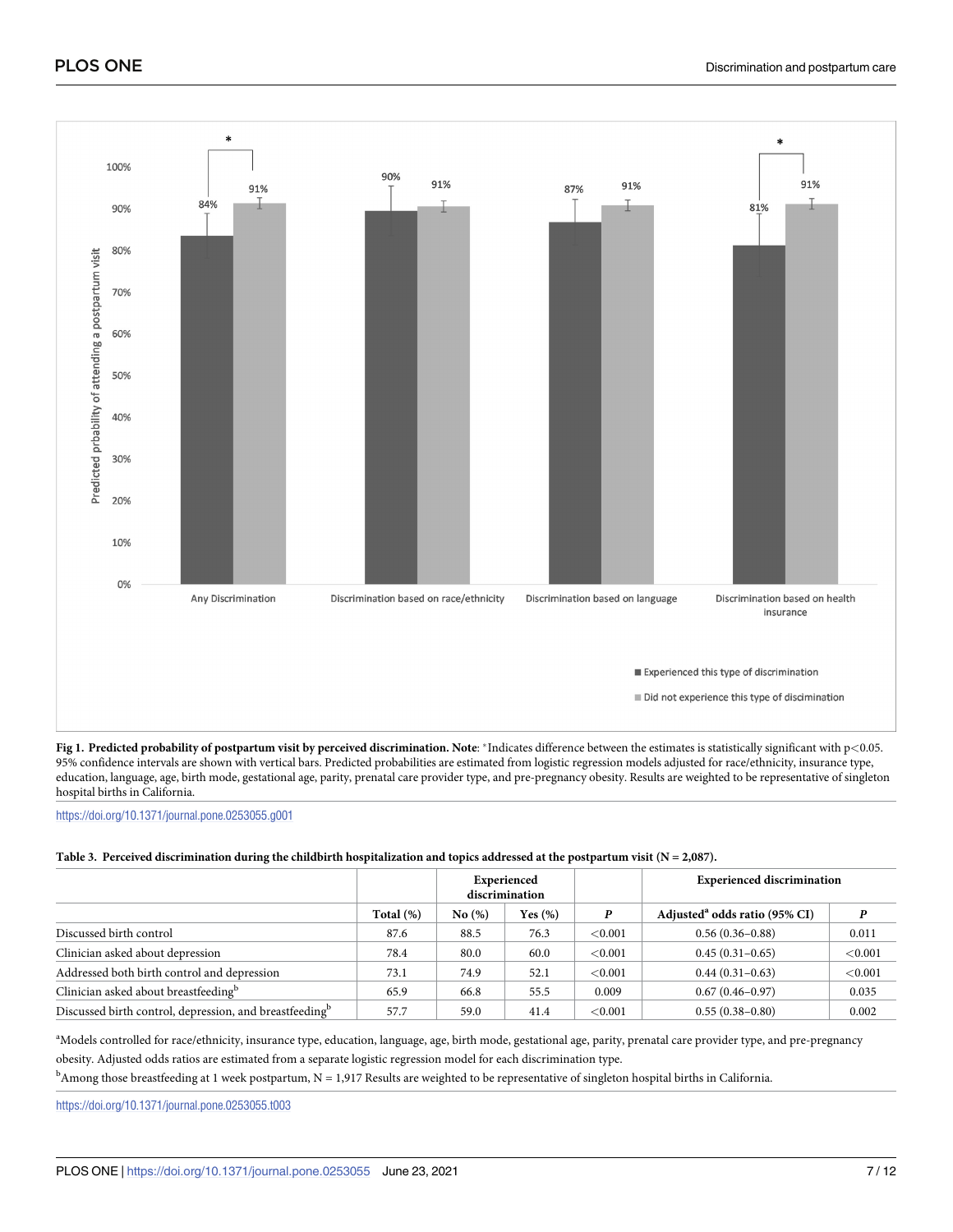**Fig 1. Predicted probability of postpartum visit by perceived discrimination. Note**: *Indicates difference between the estimates is statistically significant with p<0.05. 95% confidence intervals are shown with vertical bars. Predicted probabilities are estimated from logistic regression models adjusted for race/ethnicity, insurance type, education, language, age, birth mode, gestational age, parity, prenatal care provider type, and pre-pregnancy obesity. Results are weighted to be representative of singleton hospital births in California.

https://doi.org/10.1371/journal.pone.0253055.g001

**Table 3. Perceived discrimination during the childbirth hospitalization and topics addressed at the postpartum visit (N = 2,087).**

| | | Experienced discrimination | | | Experienced discrimination | |
|---|---|---|---|---|---|---|
| | Total (%) | No (%) | Yes (%) | *P* | Adjusted[a] odds ratio (95% CI) | *P* |
| Discussed birth control | 87.6 | 88.5 | 76.3 | <0.001 | 0.56 (0.36–0.88) | 0.011 |
| Clinician asked about depression | 78.4 | 80.0 | 60.0 | <0.001 | 0.45 (0.31–0.65) | <0.001 |
| Addressed both birth control and depression | 73.1 | 74.9 | 52.1 | <0.001 | 0.44 (0.31–0.63) | <0.001 |
| Clinician asked about breastfeeding[b] | 65.9 | 66.8 | 55.5 | 0.009 | 0.67 (0.46–0.97) | 0.035 |
| Discussed birth control, depression, and breastfeeding[b] | 57.7 | 59.0 | 41.4 | <0.001 | 0.55 (0.38–0.80) | 0.002 |

[a]Models controlled for race/ethnicity, insurance type, education, language, age, birth mode, gestational age, parity, prenatal care provider type, and pre-pregnancy obesity. Adjusted odds ratios are estimated from a separate logistic regression model for each discrimination type.

[b]Among those breastfeeding at 1 week postpartum, N = 1,917 Results are weighted to be representative of singleton hospital births in California.

https://doi.org/10.1371/journal.pone.0253055.t003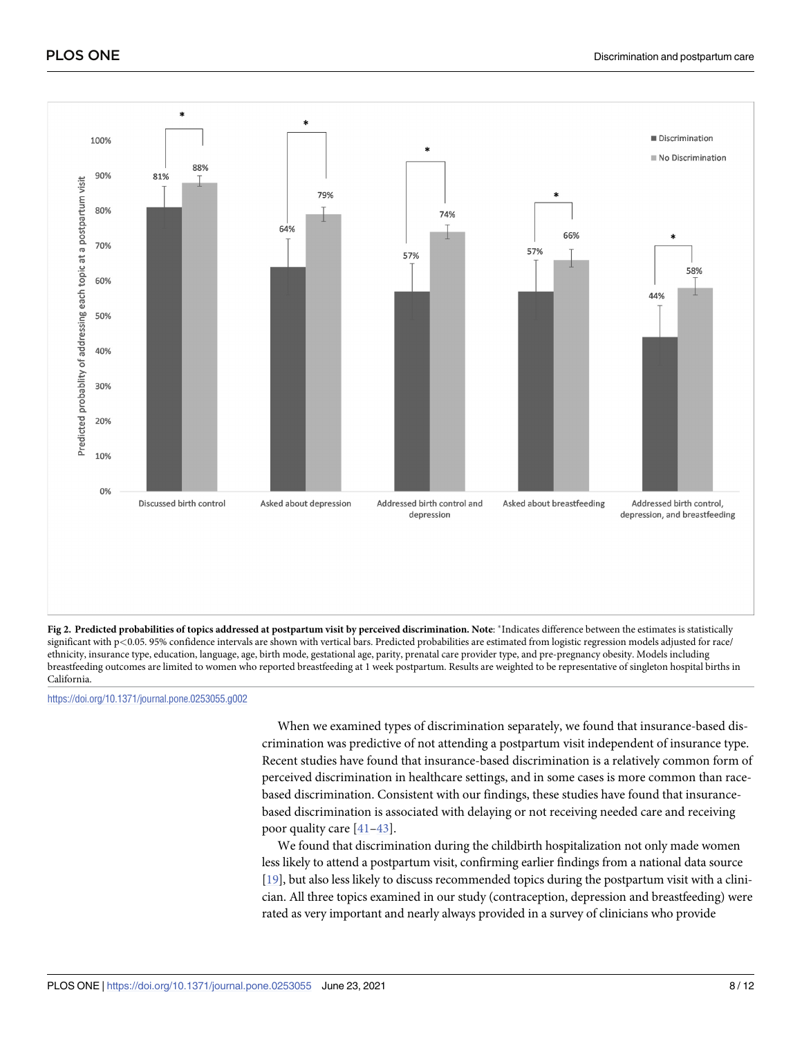**Fig 2. Predicted probabilities of topics addressed at postpartum visit by perceived discrimination. Note**: *Indicates difference between the estimates is statistically significant with $p<0.05$. 95% confidence intervals are shown with vertical bars. Predicted probabilities are estimated from logistic regression models adjusted for race/ethnicity, insurance type, education, language, age, birth mode, gestational age, parity, prenatal care provider type, and pre-pregnancy obesity. Models including breastfeeding outcomes are limited to women who reported breastfeeding at 1 week postpartum. Results are weighted to be representative of singleton hospital births in California.

https://doi.org/10.1371/journal.pone.0253055.g002

When we examined types of discrimination separately, we found that insurance-based discrimination was predictive of not attending a postpartum visit independent of insurance type. Recent studies have found that insurance-based discrimination is a relatively common form of perceived discrimination in healthcare settings, and in some cases is more common than race-based discrimination. Consistent with our findings, these studies have found that insurance-based discrimination is associated with delaying or not receiving needed care and receiving poor quality care [41–43].

We found that discrimination during the childbirth hospitalization not only made women less likely to attend a postpartum visit, confirming earlier findings from a national data source [19], but also less likely to discuss recommended topics during the postpartum visit with a clinician. All three topics examined in our study (contraception, depression and breastfeeding) were rated as very important and nearly always provided in a survey of clinicians who provide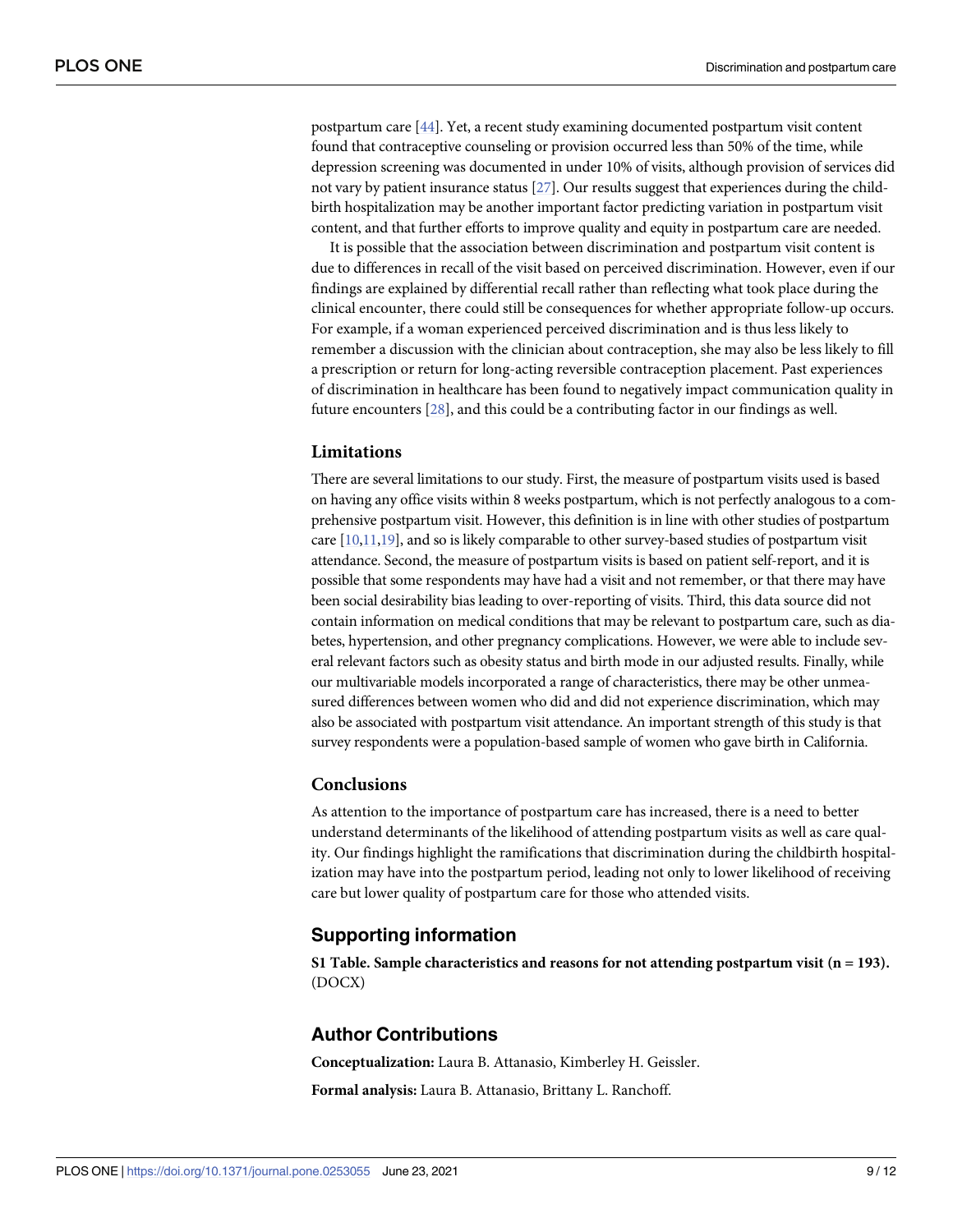postpartum care [44]. Yet, a recent study examining documented postpartum visit content found that contraceptive counseling or provision occurred less than 50% of the time, while depression screening was documented in under 10% of visits, although provision of services did not vary by patient insurance status [27]. Our results suggest that experiences during the childbirth hospitalization may be another important factor predicting variation in postpartum visit content, and that further efforts to improve quality and equity in postpartum care are needed.

It is possible that the association between discrimination and postpartum visit content is due to differences in recall of the visit based on perceived discrimination. However, even if our findings are explained by differential recall rather than reflecting what took place during the clinical encounter, there could still be consequences for whether appropriate follow-up occurs. For example, if a woman experienced perceived discrimination and is thus less likely to remember a discussion with the clinician about contraception, she may also be less likely to fill a prescription or return for long-acting reversible contraception placement. Past experiences of discrimination in healthcare has been found to negatively impact communication quality in future encounters [28], and this could be a contributing factor in our findings as well.

### Limitations

There are several limitations to our study. First, the measure of postpartum visits used is based on having any office visits within 8 weeks postpartum, which is not perfectly analogous to a comprehensive postpartum visit. However, this definition is in line with other studies of postpartum care [10,11,19], and so is likely comparable to other survey-based studies of postpartum visit attendance. Second, the measure of postpartum visits is based on patient self-report, and it is possible that some respondents may have had a visit and not remember, or that there may have been social desirability bias leading to over-reporting of visits. Third, this data source did not contain information on medical conditions that may be relevant to postpartum care, such as diabetes, hypertension, and other pregnancy complications. However, we were able to include several relevant factors such as obesity status and birth mode in our adjusted results. Finally, while our multivariable models incorporated a range of characteristics, there may be other unmeasured differences between women who did and did not experience discrimination, which may also be associated with postpartum visit attendance. An important strength of this study is that survey respondents were a population-based sample of women who gave birth in California.

### Conclusions

As attention to the importance of postpartum care has increased, there is a need to better understand determinants of the likelihood of attending postpartum visits as well as care quality. Our findings highlight the ramifications that discrimination during the childbirth hospitalization may have into the postpartum period, leading not only to lower likelihood of receiving care but lower quality of postpartum care for those who attended visits.

## Supporting information

**S1 Table. Sample characteristics and reasons for not attending postpartum visit (n = 193).** (DOCX)

## Author Contributions

**Conceptualization:** Laura B. Attanasio, Kimberley H. Geissler.

**Formal analysis:** Laura B. Attanasio, Brittany L. Ranchoff.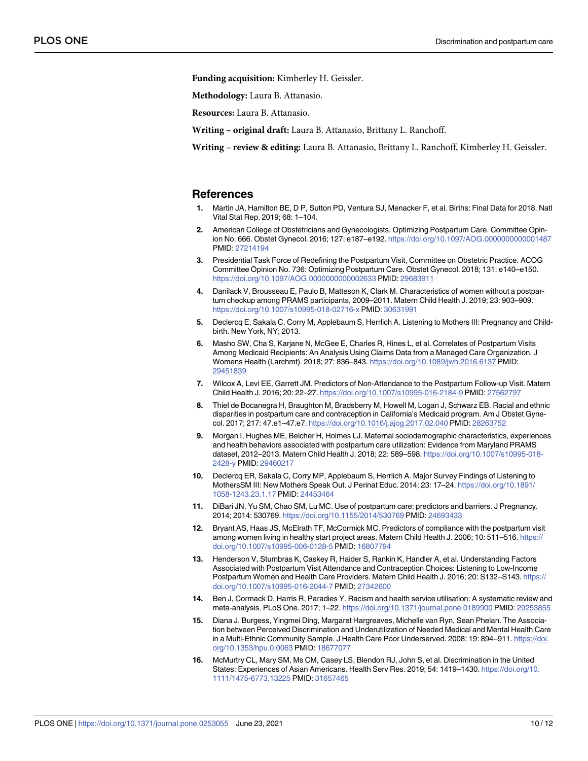**Funding acquisition:** Kimberley H. Geissler.

**Methodology:** Laura B. Attanasio.

**Resources:** Laura B. Attanasio.

**Writing – original draft:** Laura B. Attanasio, Brittany L. Ranchoff.

**Writing – review & editing:** Laura B. Attanasio, Brittany L. Ranchoff, Kimberley H. Geissler.

## References

1. Martin JA, Hamilton BE, D P, Sutton PD, Ventura SJ, Menacker F, et al. Births: Final Data for 2018. Natl Vital Stat Rep. 2019; 68: 1–104.
2. American College of Obstetricians and Gynecologists. Optimizing Postpartum Care. Committee Opinion No. 666. Obstet Gynecol. 2016; 127: e187–e192. https://doi.org/10.1097/AOG.0000000000001487 PMID: 27214194
3. Presidential Task Force of Redefining the Postpartum Visit, Committee on Obstetric Practice. ACOG Committee Opinion No. 736: Optimizing Postpartum Care. Obstet Gynecol. 2018; 131: e140–e150. https://doi.org/10.1097/AOG.0000000000002633 PMID: 29683911
4. Danilack V, Brousseau E, Paulo B, Matteson K, Clark M. Characteristics of women without a postpartum checkup among PRAMS participants, 2009–2011. Matern Child Health J. 2019; 23: 903–909. https://doi.org/10.1007/s10995-018-02716-x PMID: 30631991
5. Declercq E, Sakala C, Corry M, Applebaum S, Herrlich A. Listening to Mothers III: Pregnancy and Childbirth. New York, NY; 2013.
6. Masho SW, Cha S, Karjane N, McGee E, Charles R, Hines L, et al. Correlates of Postpartum Visits Among Medicaid Recipients: An Analysis Using Claims Data from a Managed Care Organization. J Womens Health (Larchmt). 2018; 27: 836–843. https://doi.org/10.1089/jwh.2016.6137 PMID: 29451839
7. Wilcox A, Levi EE, Garrett JM. Predictors of Non-Attendance to the Postpartum Follow-up Visit. Matern Child Health J. 2016; 20: 22–27. https://doi.org/10.1007/s10995-016-2184-9 PMID: 27562797
8. Thiel de Bocanegra H, Braughton M, Bradsberry M, Howell M, Logan J, Schwarz EB. Racial and ethnic disparities in postpartum care and contraception in California's Medicaid program. Am J Obstet Gynecol. 2017; 217: 47.e1–47.e7. https://doi.org/10.1016/j.ajog.2017.02.040 PMID: 28263752
9. Morgan I, Hughes ME, Belcher H, Holmes LJ. Maternal sociodemographic characteristics, experiences and health behaviors associated with postpartum care utilization: Evidence from Maryland PRAMS dataset, 2012–2013. Matern Child Health J. 2018; 22: 589–598. https://doi.org/10.1007/s10995-018-2428-y PMID: 29460217
10. Declercq ER, Sakala C, Corry MP, Applebaum S, Herrlich A. Major Survey Findings of Listening to MothersSM III: New Mothers Speak Out. J Perinat Educ. 2014; 23: 17–24. https://doi.org/10.1891/1058-1243.23.1.17 PMID: 24453464
11. DiBari JN, Yu SM, Chao SM, Lu MC. Use of postpartum care: predictors and barriers. J Pregnancy. 2014; 2014: 530769. https://doi.org/10.1155/2014/530769 PMID: 24693433
12. Bryant AS, Haas JS, McElrath TF, McCormick MC. Predictors of compliance with the postpartum visit among women living in healthy start project areas. Matern Child Health J. 2006; 10: 511–516. https://doi.org/10.1007/s10995-006-0128-5 PMID: 16807794
13. Henderson V, Stumbras K, Caskey R, Haider S, Rankin K, Handler A, et al. Understanding Factors Associated with Postpartum Visit Attendance and Contraception Choices: Listening to Low-Income Postpartum Women and Health Care Providers. Matern Child Health J. 2016; 20: S132–S143. https://doi.org/10.1007/s10995-016-2044-7 PMID: 27342600
14. Ben J, Cormack D, Harris R, Paradies Y. Racism and health service utilisation: A systematic review and meta-analysis. PLoS One. 2017; 1–22. https://doi.org/10.1371/journal.pone.0189900 PMID: 29253855
15. Diana J. Burgess, Yingmei Ding, Margaret Hargreaves, Michelle van Ryn, Sean Phelan. The Association between Perceived Discrimination and Underutilization of Needed Medical and Mental Health Care in a Multi-Ethnic Community Sample. J Health Care Poor Underserved. 2008; 19: 894–911. https://doi.org/10.1353/hpu.0.0063 PMID: 18677077
16. McMurtry CL, Mary SM, Ms CM, Casey LS, Blendon RJ, John S, et al. Discrimination in the United States: Experiences of Asian Americans. Health Serv Res. 2019; 54: 1419–1430. https://doi.org/10.1111/1475-6773.13225 PMID: 31657465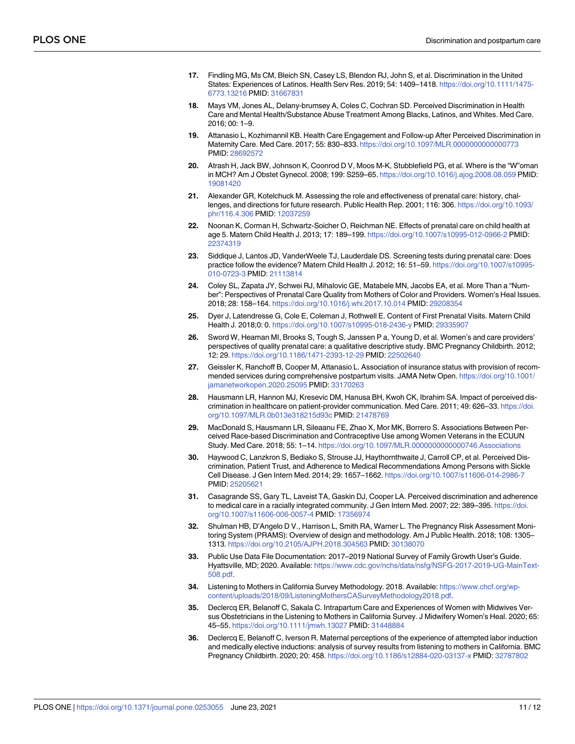17. Findling MG, Ms CM, Bleich SN, Casey LS, Blendon RJ, John S, et al. Discrimination in the United States: Experiences of Latinos. Health Serv Res. 2019; 54: 1409–1418. https://doi.org/10.1111/1475-6773.13216 PMID: 31667831

18. Mays VM, Jones AL, Delany-brumsey A, Coles C, Cochran SD. Perceived Discrimination in Health Care and Mental Health/Substance Abuse Treatment Among Blacks, Latinos, and Whites. Med Care. 2016; 00: 1–9.

19. Attanasio L, Kozhimannil KB. Health Care Engagement and Follow-up After Perceived Discrimination in Maternity Care. Med Care. 2017; 55: 830–833. https://doi.org/10.1097/MLR.0000000000000773 PMID: 28692572

20. Atrash H, Jack BW, Johnson K, Coonrod D V, Moos M-K, Stubblefield PG, et al. Where is the "W"oman in MCH? Am J Obstet Gynecol. 2008; 199: S259–65. https://doi.org/10.1016/j.ajog.2008.08.059 PMID: 19081420

21. Alexander GR, Kotelchuck M. Assessing the role and effectiveness of prenatal care: history, challenges, and directions for future research. Public Health Rep. 2001; 116: 306. https://doi.org/10.1093/phr/116.4.306 PMID: 12037259

22. Noonan K, Corman H, Schwartz-Soicher O, Reichman NE. Effects of prenatal care on child health at age 5. Matern Child Health J. 2013; 17: 189–199. https://doi.org/10.1007/s10995-012-0966-2 PMID: 22374319

23. Siddique J, Lantos JD, VanderWeele TJ, Lauderdale DS. Screening tests during prenatal care: Does practice follow the evidence? Matern Child Health J. 2012; 16: 51–59. https://doi.org/10.1007/s10995-010-0723-3 PMID: 21113814

24. Coley SL, Zapata JY, Schwei RJ, Mihalovic GE, Matabele MN, Jacobs EA, et al. More Than a "Number": Perspectives of Prenatal Care Quality from Mothers of Color and Providers. Women's Heal Issues. 2018; 28: 158–164. https://doi.org/10.1016/j.whi.2017.10.014 PMID: 29208354

25. Dyer J, Latendresse G, Cole E, Coleman J, Rothwell E. Content of First Prenatal Visits. Matern Child Health J. 2018;0: 0. https://doi.org/10.1007/s10995-018-2436-y PMID: 29335907

26. Sword W, Heaman MI, Brooks S, Tough S, Janssen P a, Young D, et al. Women's and care providers' perspectives of quality prenatal care: a qualitative descriptive study. BMC Pregnancy Childbirth. 2012; 12: 29. https://doi.org/10.1186/1471-2393-12-29 PMID: 22502640

27. Geissler K, Ranchoff B, Cooper M, Attanasio L. Association of insurance status with provision of recommended services during comprehensive postpartum visits. JAMA Netw Open. https://doi.org/10.1001/jamanetworkopen.2020.25095 PMID: 33170263

28. Hausmann LR, Hannon MJ, Kresevic DM, Hanusa BH, Kwoh CK, Ibrahim SA. Impact of perceived discrimination in healthcare on patient-provider communication. Med Care. 2011; 49: 626–33. https://doi.org/10.1097/MLR.0b013e318215d93c PMID: 21478769

29. MacDonald S, Hausmann LR, Sileaanu FE, Zhao X, Mor MK, Borrero S. Associations Between Perceived Race-based Discrimination and Contraceptive Use among Women Veterans in the ECUUN Study. Med Care. 2018; 55: 1–14. https://doi.org/10.1097/MLR.0000000000000746.Associations

30. Haywood C, Lanzkron S, Bediako S, Strouse JJ, Haythornthwaite J, Carroll CP, et al. Perceived Discrimination, Patient Trust, and Adherence to Medical Recommendations Among Persons with Sickle Cell Disease. J Gen Intern Med. 2014; 29: 1657–1662. https://doi.org/10.1007/s11606-014-2986-7 PMID: 25205621

31. Casagrande SS, Gary TL, Laveist TA, Gaskin DJ, Cooper LA. Perceived discrimination and adherence to medical care in a racially integrated community. J Gen Intern Med. 2007; 22: 389–395. https://doi.org/10.1007/s11606-006-0057-4 PMID: 17356974

32. Shulman HB, D'Angelo D V., Harrison L, Smith RA, Warner L. The Pregnancy Risk Assessment Monitoring System (PRAMS): Overview of design and methodology. Am J Public Health. 2018; 108: 1305–1313. https://doi.org/10.2105/AJPH.2018.304563 PMID: 30138070

33. Public Use Data File Documentation: 2017–2019 National Survey of Family Growth User's Guide. Hyattsville, MD; 2020. Available: https://www.cdc.gov/nchs/data/nsfg/NSFG-2017-2019-UG-MainText-508.pdf.

34. Listening to Mothers in California Survey Methodology. 2018. Available: https://www.chcf.org/wp-content/uploads/2018/09/ListeningMothersCASurveyMethodology2018.pdf.

35. Declercq ER, Belanoff C, Sakala C. Intrapartum Care and Experiences of Women with Midwives Versus Obstetricians in the Listening to Mothers in California Survey. J Midwifery Women's Heal. 2020; 65: 45–55. https://doi.org/10.1111/jmwh.13027 PMID: 31448884

36. Declercq E, Belanoff C, Iverson R. Maternal perceptions of the experience of attempted labor induction and medically elective inductions: analysis of survey results from listening to mothers in California. BMC Pregnancy Childbirth. 2020; 20: 458. https://doi.org/10.1186/s12884-020-03137-x PMID: 32787802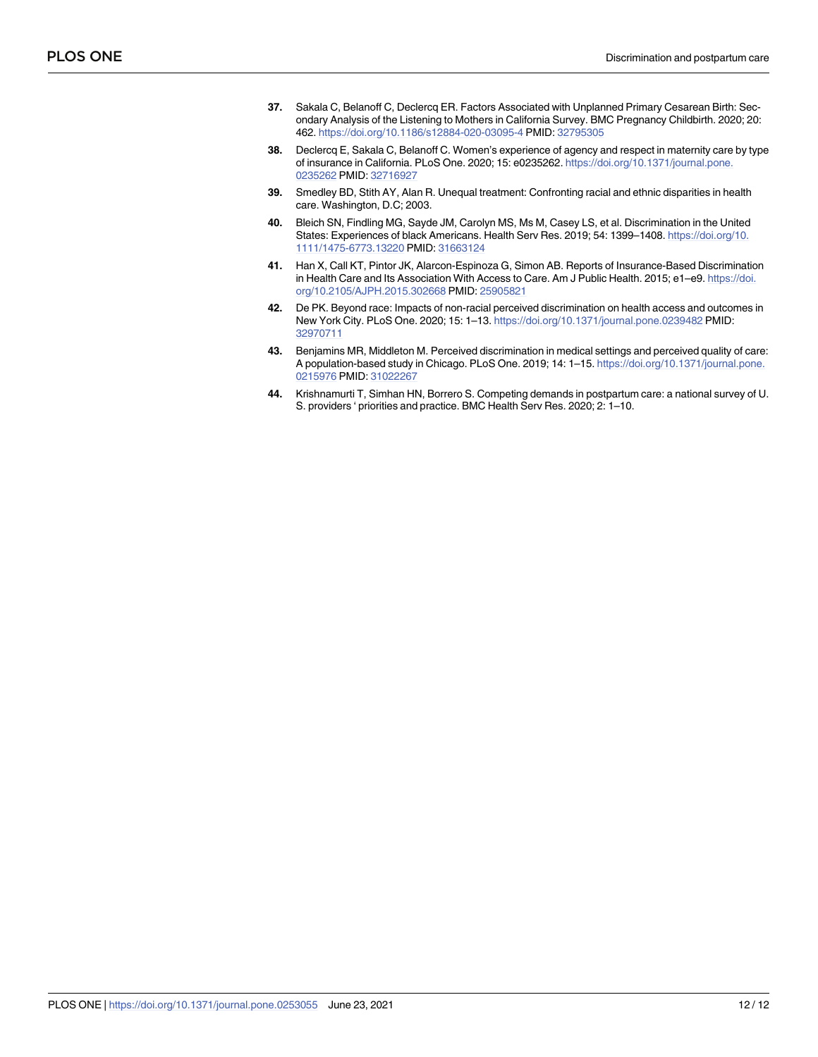37. Sakala C, Belanoff C, Declercq ER. Factors Associated with Unplanned Primary Cesarean Birth: Secondary Analysis of the Listening to Mothers in California Survey. BMC Pregnancy Childbirth. 2020; 20: 462. https://doi.org/10.1186/s12884-020-03095-4 PMID: 32795305

38. Declercq E, Sakala C, Belanoff C. Women's experience of agency and respect in maternity care by type of insurance in California. PLoS One. 2020; 15: e0235262. https://doi.org/10.1371/journal.pone.0235262 PMID: 32716927

39. Smedley BD, Stith AY, Alan R. Unequal treatment: Confronting racial and ethnic disparities in health care. Washington, D.C; 2003.

40. Bleich SN, Findling MG, Sayde JM, Carolyn MS, Ms M, Casey LS, et al. Discrimination in the United States: Experiences of black Americans. Health Serv Res. 2019; 54: 1399–1408. https://doi.org/10.1111/1475-6773.13220 PMID: 31663124

41. Han X, Call KT, Pintor JK, Alarcon-Espinoza G, Simon AB. Reports of Insurance-Based Discrimination in Health Care and Its Association With Access to Care. Am J Public Health. 2015; e1–e9. https://doi.org/10.2105/AJPH.2015.302668 PMID: 25905821

42. De PK. Beyond race: Impacts of non-racial perceived discrimination on health access and outcomes in New York City. PLoS One. 2020; 15: 1–13. https://doi.org/10.1371/journal.pone.0239482 PMID: 32970711

43. Benjamins MR, Middleton M. Perceived discrimination in medical settings and perceived quality of care: A population-based study in Chicago. PLoS One. 2019; 14: 1–15. https://doi.org/10.1371/journal.pone.0215976 PMID: 31022267

44. Krishnamurti T, Simhan HN, Borrero S. Competing demands in postpartum care: a national survey of U. S. providers ' priorities and practice. BMC Health Serv Res. 2020; 2: 1–10.